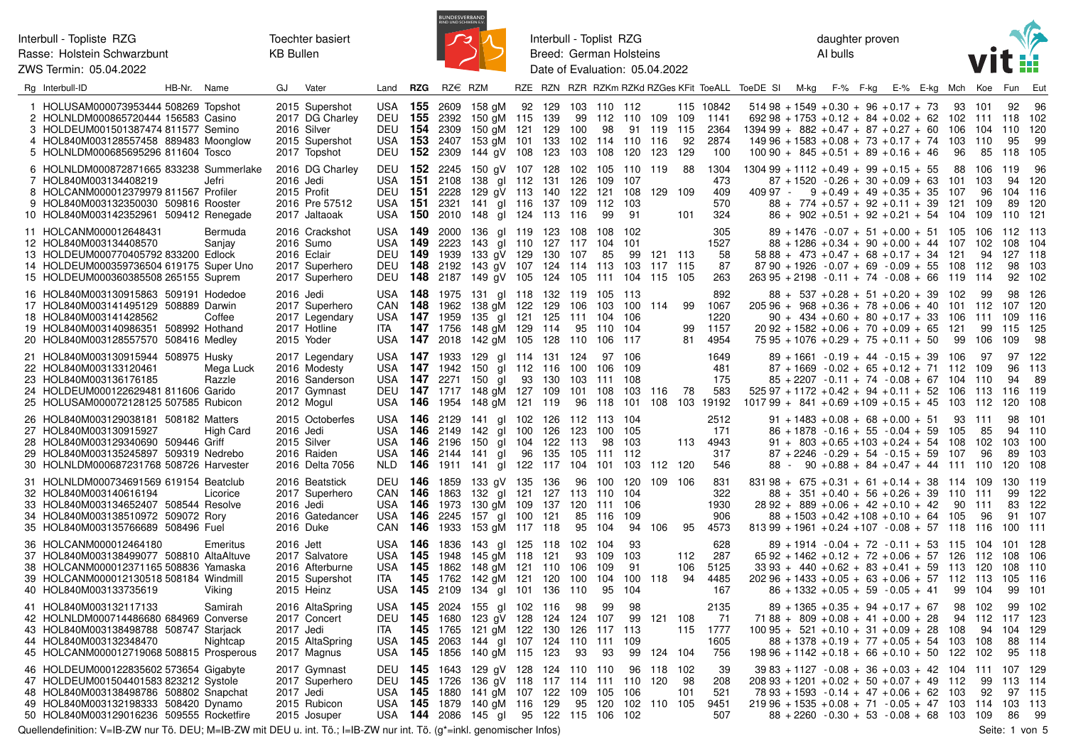Interbull - Topliste RZG
Rasse: Holstein Schwarzbunt
ZWS Termin: 05.04.2022

Toechter basiert
KB Bullen

Interbull - Toplist RZG
Breed: German Holsteins
Date of Evaluation: 05.04.2022

daughter proven
AI bulls

| Rg | Interbull-ID | HB-Nr. | Name | GJ | Vater | Land | RZG | RZ€ | RZM | RZE | RZN | RZR | RZKm | RZKd | RZGes | KFit | ToeALL | ToeDE | SI | M-kg | F-% | F-kg | E-% | E-kg | Mch | Koe | Fun | Eut |
|---|---|---|---|---|---|---|---|---|---|---|---|---|---|---|---|---|---|---|---|---|---|---|---|---|---|---|---|---|
| 1 | HOLUSAM000073953444 | 508269 | Topshot | 2015 | Supershot | USA | 155 | 2609 | 158 gM | 92 | 129 | 103 | 110 | 112 | | 115 | 10842 | 514 | 98 | +1549 | +0.30 | +96 | +0.17 | +73 | 93 | 101 | 92 | 96 |
| 2 | HOLNLDM000865720444 | 156583 | Casino | 2017 | DG Charley | DEU | 155 | 2392 | 150 gM | 115 | 139 | 99 | 112 | 110 | 109 | 109 | 1141 | 692 | 98 | +1753 | +0.12 | +84 | +0.02 | +62 | 102 | 111 | 118 | 102 |
| 3 | HOLDEUM001501387474 | 811577 | Semino | 2016 | Silver | DEU | 154 | 2309 | 150 gM | 121 | 129 | 100 | 98 | 91 | 119 | 115 | 2364 | 1394 | 99 | +882 | +0.47 | +87 | +0.27 | +60 | 106 | 104 | 110 | 120 |
| 4 | HOL840M003128557458 | 889483 | Moonglow | 2015 | Supershot | USA | 153 | 2407 | 153 gM | 101 | 133 | 102 | 114 | 110 | 116 | 92 | 2874 | 149 | 96 | +1583 | +0.08 | +73 | +0.17 | +74 | 121 | 109 | 95 | 99 |
| 5 | HOLNLDM000685695296 | 811604 | Tosco | 2017 | Topshot | DEU | 152 | 2309 | 144 gV | 108 | 123 | 103 | 108 | 120 | 123 | 129 | 100 | 100 | 90 | +845 | +0.51 | +89 | +0.16 | +46 | 96 | 85 | 118 | 105 |
| 6 | HOLNLDM000872871665 | 833238 | Summerlake | 2016 | DG Charley | DEU | 152 | 2245 | 150 gV | 107 | 128 | 102 | 105 | 110 | 119 | 88 | 1304 | 1304 | 99 | +1112 | +0.49 | +99 | +0.15 | +55 | 88 | 106 | 119 | 96 |
| 7 | HOL840M003134408219 | | Jefri | 2016 | Jedi | USA | 151 | 2108 | 138 gl | 112 | 131 | 126 | 109 | 107 | | | 473 | | 87 | +1520 | -0.26 | +30 | +0.09 | +63 | 101 | 103 | 94 | 120 |
| 8 | HOLCANM000012379979 | 811567 | Profiler | 2015 | Profit | DEU | 151 | 2228 | 129 gV | 113 | 140 | 122 | 121 | 108 | 129 | 109 | 409 | 409 | 97 | -9 | +0.49 | +49 | +0.35 | +35 | 107 | 96 | 104 | 116 |
| 9 | HOL840M003132350030 | 509816 | Rooster | 2016 | Pre 57512 | USA | 151 | 2321 | 141 gl | 116 | 137 | 109 | 112 | 103 | | | 570 | | 88 | +774 | +0.57 | +92 | +0.11 | +39 | 121 | 109 | 89 | 120 |
| 10 | HOL840M003142352961 | 509412 | Renegade | 2017 | Jaltaoak | USA | 150 | 2010 | 148 gl | 124 | 113 | 116 | 99 | 91 | | 101 | 324 | | 86 | +902 | +0.51 | +92 | +0.21 | +54 | 104 | 109 | 110 | 121 |
| 11 | HOLCANM000012648431 | | Bermuda | 2016 | Crackshot | USA | 149 | 2000 | 136 gl | 119 | 123 | 108 | 108 | 102 | | | 305 | | 89 | +1476 | -0.07 | +51 | +0.00 | +51 | 105 | 106 | 112 | 113 |
| 12 | HOL840M003134408570 | | Sanjay | 2016 | Sumo | USA | 149 | 2223 | 143 gl | 110 | 127 | 117 | 104 | 101 | | | 1527 | | 88 | +1286 | +0.34 | +90 | +0.00 | +44 | 107 | 102 | 108 | 104 |
| 13 | HOLDEUM000770405792 | 833200 | Edlock | 2016 | Eclair | DEU | 149 | 1939 | 133 gV | 129 | 130 | 107 | 85 | 99 | 121 | 113 | 58 | 58 | 88 | +473 | +0.47 | +68 | +0.17 | +34 | 121 | 94 | 127 | 118 |
| 14 | HOLDEUM000359736504 | 619175 | Super Uno | 2017 | Superhero | DEU | 148 | 2192 | 143 gV | 107 | 124 | 114 | 113 | 103 | 117 | 115 | 87 | 87 | 90 | +1926 | -0.07 | +69 | -0.09 | +55 | 108 | 112 | 98 | 103 |
| 15 | HOLDEUM000360385508 | 265155 | Suprem | 2017 | Superhero | DEU | 148 | 2187 | 149 gV | 105 | 124 | 105 | 111 | 104 | 115 | 105 | 263 | 263 | 95 | +2198 | -0.11 | +74 | -0.08 | +66 | 119 | 114 | 92 | 102 |
| 16 | HOL840M003130915863 | 509191 | Hodedoe | 2016 | Jedi | USA | 148 | 1975 | 131 gl | 118 | 132 | 119 | 105 | 113 | | | 892 | | 88 | +537 | +0.28 | +51 | +0.20 | +39 | 102 | 99 | 98 | 126 |
| 17 | HOL840M003141495129 | 508889 | Darwin | 2017 | Superhero | CAN | 148 | 1962 | 138 gM | 122 | 129 | 106 | 103 | 100 | 114 | 99 | 1067 | 205 | 96 | +968 | +0.36 | +78 | +0.06 | +40 | 101 | 112 | 107 | 120 |
| 18 | HOL840M003141428562 | | Coffee | 2017 | Legendary | USA | 147 | 1959 | 135 gl | 121 | 125 | 111 | 104 | 106 | | | 1220 | | 90 | +434 | +0.60 | +80 | +0.17 | +33 | 106 | 111 | 109 | 116 |
| 19 | HOL840M003140986351 | 508992 | Hothand | 2017 | Hotline | ITA | 147 | 1756 | 148 gM | 129 | 114 | 95 | 110 | 104 | | 99 | 1157 | 20 | 92 | +1582 | +0.06 | +70 | +0.09 | +65 | 121 | 99 | 115 | 125 |
| 20 | HOL840M003128557570 | 508416 | Medley | 2015 | Yoder | USA | 147 | 2018 | 142 gM | 105 | 128 | 110 | 106 | 117 | | 81 | 4954 | 75 | 95 | +1076 | +0.29 | +75 | +0.11 | +50 | 99 | 106 | 109 | 98 |
| 21 | HOL840M003130915944 | 508975 | Husky | 2017 | Legendary | USA | 147 | 1933 | 129 gl | 114 | 131 | 124 | 97 | 106 | | | 1649 | | 89 | +1661 | -0.19 | +44 | -0.15 | +39 | 106 | 97 | 97 | 122 |
| 22 | HOL840M003133120461 | | Mega Luck | 2016 | Modesty | USA | 147 | 1942 | 150 gl | 112 | 116 | 100 | 106 | 109 | | | 481 | | 87 | +1669 | -0.02 | +65 | +0.12 | +71 | 112 | 109 | 96 | 113 |
| 23 | HOL840M003136176185 | | Razzle | 2016 | Sanderson | USA | 147 | 2271 | 150 gl | 93 | 130 | 103 | 111 | 108 | | | 175 | | 85 | +2207 | -0.11 | +74 | -0.08 | +67 | 104 | 110 | 94 | 89 |
| 24 | HOLDEUM000122629481 | 811606 | Garido | 2017 | Gymnast | DEU | 147 | 1717 | 148 gM | 127 | 109 | 101 | 108 | 103 | 116 | 78 | 583 | 525 | 97 | +1172 | +0.42 | +94 | +0.11 | +52 | 106 | 113 | 116 | 119 |
| 25 | HOLUSAM000072128125 | 507585 | Rubicon | 2012 | Mogul | USA | 146 | 1954 | 148 gM | 121 | 119 | 96 | 118 | 101 | 108 | 103 | 19192 | 1017 | 99 | +841 | +0.69 | +109 | +0.15 | +45 | 103 | 112 | 120 | 108 |
| 26 | HOL840M003129038181 | 508182 | Matters | 2015 | Octoberfes | USA | 146 | 2129 | 141 gl | 102 | 126 | 112 | 113 | 104 | | | 2512 | | 91 | +1483 | +0.08 | +68 | +0.00 | +51 | 93 | 111 | 98 | 101 |
| 27 | HOL840M003130915927 | | High Card | 2016 | Jedi | USA | 146 | 2149 | 142 gl | 100 | 126 | 123 | 100 | 105 | | | 171 | | 86 | +1878 | -0.16 | +55 | -0.04 | +59 | 105 | 85 | 94 | 110 |
| 28 | HOL840M003129340690 | 509446 | Griff | 2015 | Silver | USA | 146 | 2196 | 150 gl | 104 | 122 | 113 | 98 | 103 | | 113 | 4943 | | 91 | +803 | +0.65 | +103 | +0.24 | +54 | 108 | 102 | 103 | 100 |
| 29 | HOL840M003135245897 | 509319 | Nedrebo | 2016 | Raiden | USA | 146 | 2144 | 141 gl | 96 | 135 | 105 | 111 | 112 | | | 317 | | 87 | +2246 | -0.29 | +54 | -0.15 | +59 | 107 | 96 | 89 | 103 |
| 30 | HOLNLDM000687231768 | 508726 | Harvester | 2016 | Delta 7056 | NLD | 146 | 1911 | 141 gl | 122 | 117 | 104 | 101 | 103 | 112 | 120 | 546 | | 88 | -90 | +0.88 | +84 | +0.47 | +44 | 111 | 110 | 120 | 108 |
| 31 | HOLNLDM000734691569 | 619154 | Beatclub | 2016 | Beatstick | DEU | 146 | 1859 | 133 gV | 135 | 136 | 96 | 100 | 120 | 109 | 106 | 831 | 831 | 98 | +675 | +0.31 | +61 | +0.14 | +38 | 114 | 109 | 130 | 119 |
| 32 | HOL840M003140616194 | | Licorice | 2017 | Superhero | CAN | 146 | 1863 | 132 gl | 121 | 127 | 113 | 110 | 104 | | | 322 | | 88 | +351 | +0.40 | +56 | +0.26 | +39 | 110 | 111 | 99 | 122 |
| 33 | HOL840M003134652407 | 508544 | Resolve | 2016 | Jedi | USA | 146 | 1973 | 130 gM | 109 | 137 | 120 | 111 | 106 | | | 1930 | 28 | 92 | +889 | +0.06 | +42 | +0.10 | +42 | 90 | 111 | 83 | 122 |
| 34 | HOL840M003138510972 | 509072 | Rory | 2016 | Gatedancer | USA | 146 | 2245 | 157 gl | 100 | 121 | 85 | 116 | 109 | | | 906 | | 88 | +1503 | +0.42 | +108 | +0.10 | +64 | 105 | 96 | 91 | 107 |
| 35 | HOL840M003135766689 | 508496 | Fuel | 2016 | Duke | CAN | 146 | 1933 | 153 gM | 117 | 118 | 95 | 104 | 94 | 106 | 95 | 4573 | 813 | 99 | +1961 | +0.24 | +107 | -0.08 | +57 | 118 | 116 | 100 | 111 |
| 36 | HOLCANM000012464180 | | Emeritus | 2016 | Jett | USA | 146 | 1836 | 143 gl | 125 | 118 | 102 | 104 | 93 | | | 628 | | 89 | +1914 | -0.04 | +72 | -0.11 | +53 | 115 | 104 | 101 | 128 |
| 37 | HOL840M003138499077 | 508810 | AltaAltuve | 2017 | Salvatore | USA | 145 | 1948 | 145 gM | 118 | 121 | 93 | 109 | 103 | | 112 | 287 | 65 | 92 | +1462 | +0.12 | +72 | +0.06 | +57 | 126 | 112 | 108 | 106 |
| 38 | HOLCANM000012371165 | 508836 | Yamaska | 2016 | Afterburne | USA | 145 | 1862 | 148 gM | 121 | 110 | 106 | 109 | 91 | | 106 | 5125 | 33 | 93 | +440 | +0.62 | +83 | +0.41 | +59 | 113 | 120 | 108 | 110 |
| 39 | HOLCANM000012130518 | 508184 | Windmill | 2015 | Supershot | ITA | 145 | 1762 | 142 gM | 121 | 120 | 100 | 104 | 100 | 118 | 94 | 4485 | 202 | 96 | +1433 | +0.05 | +63 | +0.06 | +57 | 112 | 113 | 105 | 116 |
| 40 | HOL840M003133735619 | | Viking | 2015 | Heinz | USA | 145 | 2109 | 134 gl | 101 | 136 | 110 | 95 | 104 | | | 167 | | 86 | +1332 | +0.05 | +59 | -0.05 | +41 | 99 | 104 | 99 | 101 |
| 41 | HOL840M003132117133 | | Samirah | 2016 | AltaSpring | USA | 145 | 2024 | 155 gl | 102 | 116 | 98 | 99 | 98 | | | 2135 | | 89 | +1365 | +0.35 | +94 | +0.17 | +67 | 98 | 102 | 99 | 102 |
| 42 | HOLNLDM000714486680 | 684969 | Converse | 2017 | Concert | DEU | 145 | 1680 | 123 gV | 128 | 124 | 124 | 107 | 99 | 121 | 108 | 71 | 71 | 88 | +809 | +0.08 | +41 | +0.00 | +28 | 94 | 112 | 117 | 123 |
| 43 | HOL840M003138498788 | 508747 | Starjack | 2017 | Jedi | ITA | 145 | 1765 | 121 gM | 122 | 130 | 126 | 117 | 113 | | 115 | 1777 | 100 | 95 | +521 | +0.10 | +31 | +0.09 | +28 | 108 | 94 | 104 | 129 |
| 44 | HOL840M003132348470 | | Nightcap | 2015 | AltaSpring | USA | 145 | 2063 | 144 gl | 107 | 124 | 110 | 111 | 109 | | | 1605 | | 88 | +1378 | +0.19 | +77 | +0.05 | +54 | 103 | 108 | 88 | 114 |
| 45 | HOLCANM000012719068 | 508815 | Prosperous | 2017 | Magnus | USA | 145 | 1856 | 140 gM | 115 | 123 | 93 | 93 | 99 | 124 | 104 | 756 | 198 | 96 | +1142 | +0.18 | +66 | +0.10 | +50 | 122 | 102 | 95 | 118 |
| 46 | HOLDEUM000122835602 | 573654 | Gigabyte | 2017 | Gymnast | DEU | 145 | 1643 | 129 gV | 128 | 124 | 110 | 110 | 96 | 118 | 102 | 39 | 39 | 83 | +1127 | -0.08 | +36 | +0.03 | +42 | 104 | 111 | 107 | 129 |
| 47 | HOLDEUM001504401583 | 823212 | Systole | 2017 | Superhero | DEU | 145 | 1726 | 136 gV | 118 | 117 | 114 | 111 | 110 | 120 | 98 | 208 | 208 | 93 | +1201 | +0.02 | +50 | +0.07 | +49 | 112 | 99 | 113 | 114 |
| 48 | HOL840M003138498786 | 508802 | Snapchat | 2017 | Jedi | USA | 145 | 1880 | 141 gM | 107 | 122 | 109 | 105 | 106 | | 101 | 521 | 78 | 93 | +1593 | -0.14 | +47 | +0.06 | +62 | 103 | 92 | 97 | 115 |
| 49 | HOL840M003132198333 | 508420 | Dynamo | 2015 | Rubicon | USA | 145 | 1879 | 140 gM | 116 | 129 | 95 | 120 | 102 | 110 | 105 | 9451 | 219 | 96 | +1535 | +0.08 | +71 | -0.05 | +47 | 103 | 114 | 103 | 113 |
| 50 | HOL840M003129016236 | 509555 | Rocketfire | 2015 | Josuper | USA | 144 | 2086 | 145 gl | 95 | 122 | 115 | 106 | 102 | | | 507 | | 88 | +2260 | -0.30 | +53 | -0.08 | +68 | 103 | 109 | 86 | 99 |

Quellendefinition: V=IB-ZW nur Tö. DEU; M=IB-ZW mit DEU u. int. Tö.; I=IB-ZW nur int. Tö. (g*=inkl. genomischer Infos)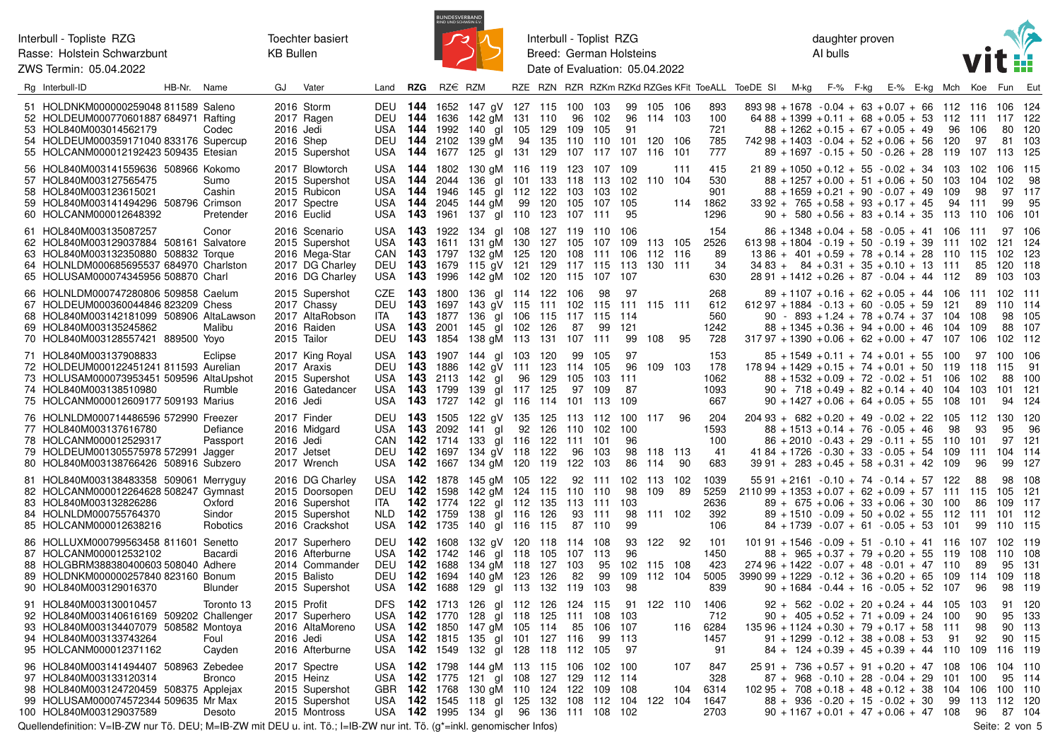Interbull - Topliste RZG
Rasse: Holstein Schwarzbunt
ZWS Termin: 05.04.2022

Toechter basiert
KB Bullen

Interbull - Toplist RZG
Breed: German Holsteins
Date of Evaluation: 05.04.2022

daughter proven
AI bulls

| Rg | Interbull-ID | HB-Nr. | Name | GJ | Vater | Land | RZG | RZ€ | RZM | RZE | RZN | RZR | RZKm | RZKd | RZGes | KFit | ToeALL | ToeDE | SI | M-kg | F-% | F-kg | E-% | E-kg | Mch | Koe | Fun | Eut |
|---|---|---|---|---|---|---|---|---|---|---|---|---|---|---|---|---|---|---|---|---|---|---|---|---|---|---|---|---|
| 51 | HOLDNKM000000259048 | 811589 | Saleno | 2016 | Storm | DEU | 144 | 1652 | 147 gV | 127 | 116 | 100 | 103 | 99 | 105 | 106 | 893 | 893 | 98 | +1678 | -0.04 | +63 | +0.07 | +66 | 112 | 116 | 106 | 124 |
| 52 | HOLDEUM000770601887 | 684971 | Rafting | 2017 | Ragen | DEU | 144 | 1636 | 142 gM | 131 | 110 | 96 | 102 | 96 | 114 | 103 | 100 | 64 | 88 | +1399 | +0.11 | +68 | +0.05 | +53 | 112 | 111 | 117 | 122 |
| 53 | HOL840M003014562179 | | Codec | 2016 | Jedi | USA | 144 | 1992 | 140 gl | 105 | 129 | 109 | 105 | 91 | | | 721 | | 88 | +1262 | +0.15 | +67 | +0.05 | +49 | 96 | 106 | 80 | 120 |
| 54 | HOLDEUM000359171040 | 833176 | Supercup | 2016 | Shep | DEU | 144 | 2102 | 139 gM | 94 | 135 | 110 | 110 | 101 | 120 | 106 | 785 | 742 | 98 | +1403 | -0.04 | +52 | +0.06 | +56 | 120 | 97 | 81 | 103 |
| 55 | HOLCANM000012192423 | 509435 | Etesian | 2015 | Supershot | USA | 144 | 1677 | 125 gl | 131 | 129 | 107 | 117 | 107 | 116 | 101 | 777 | | 89 | +1697 | -0.15 | +50 | -0.26 | +28 | 119 | 107 | 113 | 125 |
| 56 | HOL840M003141559636 | 508966 | Kokomo | 2017 | Blowtorch | USA | 144 | 1802 | 130 gM | 116 | 119 | 123 | 107 | 109 | | 111 | 415 | 21 | 89 | +1050 | +0.12 | +55 | -0.02 | +34 | 103 | 102 | 106 | 115 |
| 57 | HOL840M003127565475 | | Sumo | 2015 | Supershot | USA | 144 | 2044 | 136 gl | 101 | 133 | 118 | 113 | 102 | 110 | 104 | 530 | | 88 | +1257 | +0.00 | +51 | +0.06 | +50 | 103 | 104 | 102 | 98 |
| 58 | HOL840M003123615021 | | Cashin | 2015 | Rubicon | USA | 144 | 1946 | 145 gl | 112 | 122 | 103 | 103 | 102 | | | 901 | | 88 | +1659 | +0.21 | +90 | -0.07 | +49 | 109 | 98 | 97 | 117 |
| 59 | HOL840M003141494296 | 508796 | Crimson | 2017 | Spectre | USA | 144 | 2045 | 144 gM | 99 | 120 | 105 | 107 | 105 | | 114 | 1862 | 33 | 92 | +765 | +0.58 | +93 | +0.17 | +45 | 94 | 111 | 99 | 95 |
| 60 | HOLCANM000012648392 | | Pretender | 2016 | Euclid | USA | 143 | 1961 | 137 gl | 110 | 123 | 107 | 111 | 95 | | | 1296 | | 90 | +580 | +0.56 | +83 | +0.14 | +35 | 113 | 110 | 106 | 101 |
| 61 | HOL840M003135087257 | | Conor | 2016 | Scenario | USA | 143 | 1922 | 134 gl | 108 | 127 | 119 | 110 | 106 | | | 154 | | 86 | +1348 | +0.04 | +58 | -0.05 | +41 | 106 | 111 | 97 | 106 |
| 62 | HOL840M003129037884 | 508161 | Salvatore | 2015 | Supershot | USA | 143 | 1611 | 131 gM | 130 | 127 | 105 | 107 | 109 | 113 | 105 | 2526 | 613 | 98 | +1804 | -0.19 | +50 | -0.19 | +39 | 111 | 102 | 121 | 124 |
| 63 | HOL840M003132350880 | 508832 | Torque | 2016 | Mega-Star | CAN | 143 | 1797 | 132 gM | 125 | 120 | 108 | 111 | 106 | 112 | 116 | 89 | 13 | 86 | +401 | +0.59 | +78 | +0.14 | +28 | 110 | 115 | 102 | 123 |
| 64 | HOLNLDM000685695537 | 684970 | Charlston | 2017 | DG Charley | DEU | 143 | 1679 | 115 gV | 121 | 129 | 117 | 115 | 113 | 130 | 111 | 34 | 34 | 83 | +84 | +0.31 | +35 | +0.10 | +13 | 111 | 85 | 120 | 118 |
| 65 | HOLUSAM000074345956 | 508870 | Charl | 2016 | DG Charley | USA | 143 | 1996 | 142 gM | 102 | 120 | 115 | 107 | 107 | | | 630 | 28 | 91 | +1412 | +0.26 | +87 | -0.04 | +44 | 112 | 89 | 103 | 103 |
| 66 | HOLNLDM000747280806 | 509858 | Caelum | 2015 | Supershot | CZE | 143 | 1800 | 136 gl | 114 | 122 | 106 | 98 | 97 | | | 268 | | 89 | +1107 | +0.16 | +62 | +0.05 | +44 | 106 | 111 | 102 | 111 |
| 67 | HOLDEUM000360044846 | 823209 | Chess | 2017 | Chassy | DEU | 143 | 1697 | 143 gV | 115 | 111 | 102 | 115 | 111 | 115 | 111 | 612 | 612 | 97 | +1884 | -0.13 | +60 | -0.05 | +59 | 121 | 89 | 110 | 114 |
| 68 | HOL840M003142181099 | 508906 | AltaLawson | 2017 | AltaRobson | ITA | 143 | 1877 | 136 gl | 106 | 115 | 117 | 115 | 114 | | | 560 | | 90 | -893 | +1.24 | +78 | +0.74 | +37 | 104 | 108 | 98 | 105 |
| 69 | HOL840M003135245862 | | Malibu | 2016 | Raiden | USA | 143 | 2001 | 145 gl | 102 | 126 | 87 | 99 | 121 | | | 1242 | | 88 | +1345 | +0.36 | +94 | +0.00 | +46 | 104 | 109 | 88 | 107 |
| 70 | HOL840M003128557421 | 889500 | Yoyo | 2015 | Tailor | DEU | 143 | 1854 | 138 gM | 113 | 131 | 107 | 111 | 99 | 108 | 95 | 728 | 317 | 97 | +1390 | +0.06 | +62 | +0.00 | +47 | 107 | 106 | 102 | 112 |
| 71 | HOL840M003137908833 | | Eclipse | 2017 | King Royal | USA | 143 | 1907 | 144 gl | 103 | 120 | 99 | 105 | 97 | | | 153 | | 85 | +1549 | +0.11 | +74 | +0.01 | +55 | 100 | 97 | 100 | 106 |
| 72 | HOLDEUM000122451241 | 811593 | Aurelian | 2017 | Araxis | DEU | 143 | 1886 | 142 gV | 111 | 123 | 114 | 105 | 96 | 109 | 103 | 178 | 178 | 94 | +1429 | +0.15 | +74 | +0.01 | +50 | 119 | 118 | 115 | 91 |
| 73 | HOLUSAM000073953451 | 509596 | AltaUpshot | 2015 | Supershot | USA | 143 | 2113 | 142 gl | 96 | 129 | 105 | 103 | 111 | | | 1062 | | 88 | +1532 | +0.09 | +72 | -0.02 | +51 | 106 | 102 | 88 | 100 |
| 74 | HOL840M003138510980 | | Rumble | 2016 | Gatedancer | USA | 143 | 1799 | 139 gl | 117 | 125 | 97 | 109 | 87 | | | 1093 | | 90 | +718 | +0.49 | +82 | +0.14 | +40 | 104 | 103 | 101 | 121 |
| 75 | HOLCANM000012609177 | 509193 | Marius | 2016 | Jedi | USA | 143 | 1727 | 142 gl | 116 | 114 | 101 | 113 | 109 | | | 667 | | 90 | +1427 | +0.06 | +64 | +0.05 | +55 | 108 | 101 | 94 | 124 |
| 76 | HOLNLDM000714486596 | 572990 | Freezer | 2017 | Finder | DEU | 143 | 1505 | 122 gV | 135 | 125 | 113 | 112 | 100 | 117 | 96 | 204 | 204 | 93 | +682 | +0.20 | +49 | -0.02 | +22 | 105 | 112 | 130 | 120 |
| 77 | HOL840M003137616780 | | Defiance | 2016 | Midgard | USA | 143 | 2092 | 141 gl | 92 | 126 | 110 | 102 | 100 | | | 1593 | | 88 | +1513 | +0.14 | +76 | -0.05 | +46 | 98 | 93 | 95 | 96 |
| 78 | HOLCANM000012529317 | | Passport | 2016 | Jedi | CAN | 142 | 1714 | 133 gl | 116 | 122 | 111 | 101 | 96 | | | 100 | | 86 | +2010 | -0.43 | +29 | -0.11 | +55 | 110 | 101 | 97 | 121 |
| 79 | HOLDEUM001305575978 | 572991 | Jagger | 2017 | Jetset | DEU | 142 | 1697 | 134 gV | 118 | 122 | 96 | 103 | 98 | 118 | 113 | 41 | 41 | 84 | +1726 | -0.30 | +33 | -0.05 | +54 | 109 | 111 | 104 | 114 |
| 80 | HOL840M003138766426 | 508916 | Subzero | 2017 | Wrench | USA | 142 | 1667 | 134 gM | 120 | 119 | 122 | 103 | 86 | 114 | 90 | 683 | 39 | 91 | +283 | +0.45 | +58 | +0.31 | +42 | 109 | 96 | 99 | 127 |
| 81 | HOL840M003138483358 | 509061 | Merryguy | 2016 | DG Charley | USA | 142 | 1878 | 145 gM | 105 | 122 | 92 | 111 | 102 | 113 | 102 | 1039 | 55 | 91 | +2161 | -0.10 | +74 | -0.14 | +57 | 122 | 88 | 98 | 108 |
| 82 | HOLCANM000012264628 | 508247 | Gymnast | 2015 | Doorsopen | DEU | 142 | 1598 | 142 gM | 124 | 115 | 110 | 110 | 98 | 109 | 89 | 5259 | 2110 | 99 | +1353 | +0.07 | +62 | +0.09 | +57 | 111 | 115 | 105 | 121 |
| 83 | HOL840M003138262286 | | Oxford | 2016 | Supershot | ITA | 142 | 1774 | 122 gl | 112 | 135 | 113 | 111 | 103 | | | 2636 | | 89 | +675 | +0.06 | +33 | +0.06 | +30 | 100 | 86 | 109 | 117 |
| 84 | HOLNLDM000755764370 | | Sindor | 2015 | Supershot | NLD | 142 | 1759 | 138 gl | 116 | 126 | 93 | 111 | 98 | 111 | 102 | 392 | | 89 | +1510 | -0.09 | +50 | +0.02 | +55 | 112 | 111 | 101 | 112 |
| 85 | HOLCANM000012638216 | | Robotics | 2016 | Crackshot | USA | 142 | 1735 | 140 gl | 116 | 115 | 87 | 110 | 99 | | | 106 | | 84 | +1739 | -0.07 | +61 | -0.05 | +53 | 101 | 99 | 110 | 115 |
| 86 | HOLLUXM000799563458 | 811601 | Senetto | 2017 | Superhero | DEU | 142 | 1608 | 132 gV | 120 | 118 | 114 | 108 | 93 | 122 | 92 | 101 | 101 | 91 | +1546 | -0.09 | +51 | -0.10 | +41 | 116 | 107 | 102 | 119 |
| 87 | HOLCANM000012532102 | | Bacardi | 2016 | Afterburne | USA | 142 | 1742 | 146 gl | 118 | 105 | 107 | 113 | 96 | | | 1450 | | 88 | +965 | +0.37 | +79 | +0.20 | +55 | 119 | 108 | 110 | 108 |
| 88 | HOLGBRM388380400603 | 508040 | Adhere | 2014 | Commander | DEU | 142 | 1688 | 134 gM | 118 | 127 | 103 | 95 | 102 | 115 | 108 | 423 | 274 | 96 | +1422 | -0.07 | +48 | -0.01 | +47 | 110 | 89 | 95 | 131 |
| 89 | HOLNLDM000000257840 | 823160 | Bonum | 2015 | Balisto | DEU | 142 | 1694 | 140 gM | 123 | 126 | 82 | 99 | 109 | 112 | 104 | 5005 | 3990 | 99 | +1229 | -0.12 | +36 | +0.20 | +65 | 109 | 114 | 109 | 118 |
| 90 | HOL840M003129016370 | | Blunder | 2015 | Supershot | USA | 142 | 1688 | 129 gl | 113 | 132 | 119 | 103 | 98 | | | 839 | | 90 | +1684 | -0.44 | +16 | -0.05 | +52 | 107 | 96 | 98 | 119 |
| 91 | HOL840M003130010457 | | Toronto 13 | 2015 | Profit | DFS | 142 | 1713 | 126 gl | 112 | 126 | 124 | 115 | 91 | 122 | 110 | 1406 | | 92 | +562 | -0.02 | +20 | +0.24 | +44 | 105 | 103 | 91 | 120 |
| 92 | HOL840M003140616169 | 509202 | Challenger | 2017 | Superhero | USA | 142 | 1770 | 128 gl | 118 | 125 | 111 | 108 | 103 | | | 712 | | 90 | +405 | +0.52 | +71 | +0.09 | +24 | 100 | 90 | 95 | 133 |
| 93 | HOL840M003134407079 | 508582 | Montoya | 2016 | AltaMoreno | USA | 142 | 1850 | 147 gM | 105 | 114 | 85 | 106 | 107 | | 116 | 6284 | 135 | 96 | +1124 | +0.30 | +79 | +0.17 | +58 | 111 | 98 | 90 | 113 |
| 94 | HOL840M003133743264 | | Foul | 2016 | Jedi | USA | 142 | 1815 | 135 gl | 101 | 127 | 116 | 99 | 113 | | | 1457 | | 91 | +1299 | -0.12 | +38 | +0.08 | +53 | 91 | 92 | 90 | 115 |
| 95 | HOLCANM000012371162 | | Cayden | 2016 | Afterburne | USA | 142 | 1549 | 132 gl | 128 | 118 | 112 | 105 | 97 | | | 91 | | 84 | +124 | +0.39 | +45 | +0.39 | +44 | 110 | 109 | 116 | 119 |
| 96 | HOL840M003141494407 | 508963 | Zebedee | 2017 | Spectre | USA | 142 | 1798 | 144 gM | 113 | 115 | 106 | 102 | 100 | | 107 | 847 | 25 | 91 | +736 | +0.57 | +91 | +0.20 | +47 | 108 | 106 | 104 | 110 |
| 97 | HOL840M003133120314 | | Bronco | 2015 | Heinz | USA | 142 | 1775 | 121 gl | 108 | 127 | 129 | 112 | 114 | | | 328 | | 87 | +968 | -0.10 | +28 | -0.04 | +29 | 101 | 100 | 95 | 114 |
| 98 | HOL840M003124720459 | 508375 | Applejax | 2015 | Supershot | GBR | 142 | 1768 | 130 gM | 110 | 124 | 122 | 109 | 108 | | 104 | 6314 | 102 | 95 | +708 | +0.18 | +48 | +0.12 | +38 | 104 | 106 | 100 | 110 |
| 99 | HOLUSAM000074572344 | 509635 | Mr Max | 2015 | Supershot | USA | 142 | 1545 | 118 gl | 125 | 132 | 108 | 112 | 104 | 122 | 104 | 1647 | | 88 | +936 | -0.20 | +15 | -0.02 | +30 | 99 | 113 | 112 | 120 |
| 100 | HOL840M003129037589 | | Desoto | 2015 | Montross | USA | 142 | 1995 | 134 gl | 96 | 136 | 111 | 108 | 102 | | | 2703 | | 90 | +1167 | +0.01 | +47 | +0.06 | +47 | 108 | 96 | 87 | 104 |

Quellendefinition: V=IB-ZW nur Tö. DEU; M=IB-ZW mit DEU u. int. Tö.; I=IB-ZW nur int. Tö. (g*=inkl. genomischer Infos)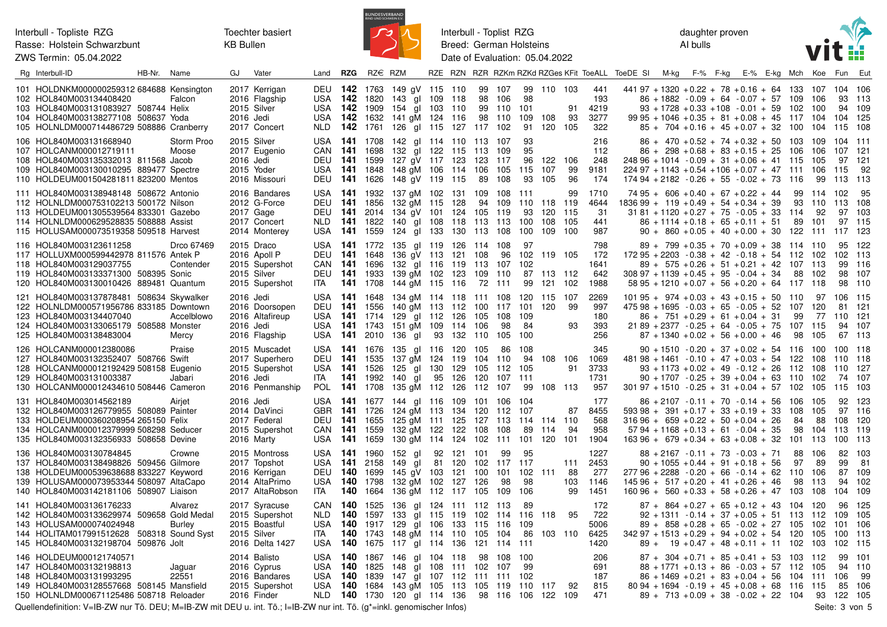| Rg | Interbull-ID | HB-Nr. | Name | GJ | Vater | Land | RZG | RZ€ | RZM | RZE | RZN | RZR | RZKm | RZKd | RZGes | KFit | ToeALL | ToeDE | SI | M-kg | F-% | F-kg | E-% | E-kg | Mch | Koe | Fun | Eut |
|---|---|---|---|---|---|---|---|---|---|---|---|---|---|---|---|---|---|---|---|---|---|---|---|---|---|---|---|---|
| 101 | HOLDNKM000000259312 | 684688 | Kensington | 2017 | Kerrigan | DEU | 142 | 1763 | 149 gV | 115 | 110 | 99 | 107 | 99 | 110 | 103 | 441 | 441 | 97 | +1320 | +0.22 | +78 | +0.16 | +64 | 133 | 107 | 104 | 106 |
| 102 | HOL840M003134408420 | | Falcon | 2016 | Flagship | USA | 142 | 1820 | 143 gl | 109 | 118 | 98 | 106 | 98 | | | 193 | | 86 | +1882 | -0.09 | +64 | -0.07 | +57 | 109 | 106 | 93 | 113 |
| 103 | HOL840M003131083927 | 508744 | Helix | 2015 | Silver | USA | 142 | 1909 | 154 gl | 103 | 110 | 99 | 110 | 101 | | 91 | 4219 | | 93 | +1728 | +0.33 | +108 | -0.01 | +59 | 102 | 100 | 94 | 109 |
| 104 | HOL840M003138277108 | 508637 | Yoda | 2016 | Jedi | USA | 142 | 1632 | 141 gM | 124 | 116 | 98 | 110 | 109 | 108 | 93 | 3277 | 99 | 95 | +1046 | +0.35 | +81 | +0.08 | +45 | 117 | 104 | 104 | 125 |
| 105 | HOLNLDM000714486729 | 508886 | Cranberry | 2017 | Concert | NLD | 142 | 1761 | 126 gl | 115 | 127 | 117 | 102 | 91 | 120 | 105 | 322 | | 85 | +704 | +0.16 | +45 | +0.07 | +32 | 100 | 104 | 115 | 108 |
| 106 | HOL840M003131668940 | | Storm Proo | 2015 | Silver | USA | 141 | 1708 | 142 gl | 114 | 110 | 113 | 107 | 93 | | | 216 | | 86 | +470 | +0.52 | +74 | +0.32 | +50 | 103 | 109 | 104 | 111 |
| 107 | HOLCANM000012719111 | | Moose | 2017 | Eugenio | CAN | 141 | 1698 | 132 gl | 122 | 115 | 113 | 109 | 95 | | | 112 | | 86 | +298 | +0.68 | +83 | +0.15 | +25 | 106 | 106 | 107 | 121 |
| 108 | HOL840M003135332013 | 811568 | Jacob | 2016 | Jedi | DEU | 141 | 1599 | 127 gV | 117 | 123 | 123 | 117 | 96 | 122 | 106 | 248 | 248 | 96 | +1014 | -0.09 | +31 | +0.06 | +41 | 115 | 105 | 97 | 121 |
| 109 | HOL840M003130010295 | 889477 | Spectre | 2015 | Yoder | USA | 141 | 1848 | 148 gM | 106 | 114 | 106 | 105 | 115 | 107 | 99 | 9181 | 224 | 97 | +1143 | +0.54 | +106 | +0.07 | +47 | 111 | 106 | 115 | 92 |
| 110 | HOLDEUM001504281811 | 823200 | Mentos | 2016 | Missouri | DEU | 141 | 1626 | 148 gV | 119 | 115 | 89 | 108 | 93 | 105 | 96 | 174 | 174 | 94 | +2182 | -0.26 | +55 | -0.02 | +73 | 116 | 99 | 113 | 113 |
| 111 | HOL840M003138948148 | 508672 | Antonio | 2016 | Bandares | USA | 141 | 1932 | 137 gM | 102 | 131 | 109 | 108 | 111 | | 99 | 1710 | 74 | 95 | +606 | +0.40 | +67 | +0.22 | +44 | 99 | 114 | 102 | 95 |
| 112 | HOLNLDM000753102213 | 500172 | Nilson | 2012 | G-Force | DEU | 141 | 1856 | 132 gM | 115 | 128 | 94 | 109 | 110 | 118 | 119 | 4644 | 1836 | 99 | +119 | +0.49 | +54 | +0.34 | +39 | 93 | 110 | 113 | 108 |
| 113 | HOLDEUM001305539564 | 833301 | Gazebo | 2017 | Gage | DEU | 141 | 2014 | 134 gV | 101 | 124 | 105 | 119 | 93 | 120 | 115 | 31 | 31 | 81 | +1120 | +0.27 | +75 | -0.05 | +33 | 114 | 92 | 97 | 103 |
| 114 | HOLNLDM000629528835 | 508888 | Assist | 2017 | Concert | NLD | 141 | 1822 | 140 gl | 108 | 118 | 113 | 113 | 100 | 108 | 105 | 441 | | 86 | +1114 | +0.18 | +65 | +0.11 | +51 | 89 | 101 | 97 | 115 |
| 115 | HOLUSAM000073519358 | 509518 | Harvest | 2014 | Monterey | USA | 141 | 1559 | 124 gl | 133 | 130 | 113 | 108 | 100 | 109 | 100 | 987 | | 90 | +860 | +0.05 | +40 | +0.00 | +30 | 122 | 111 | 117 | 123 |
| 116 | HOL840M003123611258 | | Drco 67469 | 2015 | Draco | USA | 141 | 1772 | 135 gl | 119 | 126 | 114 | 108 | 97 | | | 798 | | 89 | +799 | +0.35 | +70 | +0.09 | +38 | 114 | 110 | 95 | 122 |
| 117 | HOLLUXM000599442978 | 811576 | Antek P | 2016 | Apoll P | DEU | 141 | 1648 | 136 gV | 113 | 121 | 108 | 96 | 102 | 119 | 105 | 172 | 172 | 95 | +2203 | -0.38 | +42 | -0.18 | +54 | 112 | 102 | 102 | 113 |
| 118 | HOL840M003129037755 | | Contender | 2015 | Supershot | CAN | 141 | 1696 | 132 gl | 116 | 119 | 113 | 107 | 102 | | | 1641 | | 89 | +575 | +0.26 | +51 | +0.21 | +42 | 107 | 113 | 99 | 116 |
| 119 | HOL840M003133371300 | 508395 | Sonic | 2015 | Silver | DEU | 141 | 1933 | 139 gM | 102 | 123 | 109 | 110 | 87 | 113 | 112 | 642 | 308 | 97 | +1139 | +0.45 | +95 | -0.04 | +34 | 88 | 102 | 98 | 107 |
| 120 | HOL840M003130010246 | 889481 | Quantum | 2015 | Supershot | ITA | 141 | 1708 | 144 gM | 115 | 116 | 72 | 111 | 99 | 121 | 102 | 1988 | 58 | 95 | +1210 | +0.07 | +56 | +0.20 | +64 | 117 | 118 | 98 | 110 |
| 121 | HOL840M003137878481 | 508634 | Skywalker | 2016 | Jedi | USA | 141 | 1648 | 134 gM | 114 | 118 | 111 | 108 | 120 | 115 | 107 | 2269 | 101 | 95 | +974 | +0.03 | +43 | +0.15 | +50 | 110 | 97 | 106 | 115 |
| 122 | HOLNLDM000571956786 | 833185 | Downtown | 2016 | Doorsopen | DEU | 141 | 1556 | 140 gM | 113 | 112 | 100 | 117 | 101 | 120 | 99 | 997 | 475 | 98 | +1695 | -0.03 | +65 | -0.05 | +52 | 107 | 120 | 81 | 121 |
| 123 | HOL840M003134407400 | | Accelblowo | 2016 | Altafireup | USA | 141 | 1714 | 129 gl | 112 | 126 | 105 | 108 | 109 | | | 180 | | 86 | +751 | +0.29 | +61 | +0.04 | +31 | 99 | 77 | 110 | 121 |
| 124 | HOL840M003133065179 | 508588 | Monster | 2016 | Jedi | USA | 141 | 1743 | 151 gM | 109 | 114 | 106 | 98 | 84 | | 93 | 393 | 21 | 89 | +2377 | -0.25 | +64 | -0.05 | +75 | 107 | 115 | 94 | 107 |
| 125 | HOL840M003138483004 | | Mercy | 2016 | Flagship | USA | 141 | 2010 | 136 gl | 93 | 132 | 110 | 105 | 100 | | | 256 | | 87 | +1340 | +0.02 | +56 | +0.00 | +46 | 98 | 105 | 67 | 113 |
| 126 | HOLCANM000012380086 | | Praise | 2015 | Muscadet | USA | 141 | 1676 | 135 gl | 116 | 120 | 105 | 86 | 108 | | | 345 | | 90 | +1510 | -0.20 | +37 | +0.02 | +54 | 116 | 100 | 100 | 118 |
| 127 | HOL840M003132352407 | 508766 | Swift | 2017 | Superhero | DEU | 141 | 1535 | 137 gM | 124 | 119 | 104 | 110 | 94 | 108 | 106 | 1069 | 481 | 98 | +1461 | -0.10 | +47 | +0.03 | +54 | 122 | 108 | 110 | 118 |
| 128 | HOLCANM000012192429 | 508158 | Eugenio | 2015 | Supershot | USA | 141 | 1526 | 125 gl | 130 | 129 | 105 | 112 | 105 | | 91 | 3733 | | 93 | +1173 | +0.02 | +49 | -0.12 | +26 | 112 | 108 | 110 | 127 |
| 129 | HOL840M003131003387 | | Jabari | 2016 | Jedi | ITA | 141 | 1992 | 140 gl | 95 | 126 | 120 | 107 | 111 | | | 1731 | | 90 | +1707 | -0.25 | +39 | +0.04 | +63 | 110 | 102 | 74 | 107 |
| 130 | HOLCANM000012434610 | 508446 | Cameron | 2016 | Penmanship | POL | 141 | 1708 | 135 gM | 112 | 126 | 112 | 107 | 99 | 108 | 113 | 957 | 301 | 97 | +1510 | -0.25 | +31 | +0.04 | +57 | 102 | 105 | 115 | 103 |
| 131 | HOL840M003014562189 | | Airjet | 2016 | Jedi | USA | 141 | 1677 | 144 gl | 116 | 109 | 101 | 106 | 104 | | | 177 | | 86 | +2107 | -0.11 | +70 | -0.14 | +56 | 106 | 105 | 92 | 123 |
| 132 | HOL840M003126779955 | 508089 | Painter | 2014 | DaVinci | GBR | 141 | 1726 | 124 gM | 113 | 134 | 120 | 112 | 107 | | 87 | 8455 | 593 | 98 | +391 | +0.17 | +33 | +0.19 | +33 | 108 | 105 | 97 | 116 |
| 133 | HOLDEUM000360208954 | 265150 | Felix | 2017 | Federal | DEU | 141 | 1655 | 125 gM | 111 | 125 | 127 | 113 | 114 | 114 | 110 | 568 | 316 | 96 | +659 | +0.22 | +50 | +0.04 | +26 | 84 | 88 | 108 | 120 |
| 134 | HOLCANM000012379999 | 508298 | Seducer | 2015 | Supershot | CAN | 141 | 1559 | 132 gM | 122 | 122 | 108 | 108 | 89 | 114 | 94 | 958 | 57 | 94 | +1168 | +0.13 | +61 | -0.04 | +35 | 98 | 104 | 113 | 119 |
| 135 | HOL840M003132356933 | 508658 | Devine | 2016 | Marty | USA | 141 | 1659 | 130 gM | 114 | 124 | 102 | 111 | 101 | 120 | 101 | 1904 | 163 | 96 | +679 | +0.34 | +63 | +0.08 | +32 | 101 | 113 | 100 | 113 |
| 136 | HOL840M003130784845 | | Crowne | 2015 | Montross | USA | 141 | 1860 | 152 gl | 92 | 121 | 101 | 99 | 95 | | | 1227 | | 88 | +2167 | -0.11 | +73 | -0.03 | +71 | 88 | 106 | 82 | 103 |
| 137 | HOL840M003138498826 | 509456 | Gilmore | 2017 | Topshot | USA | 141 | 2158 | 149 gl | 81 | 120 | 102 | 117 | 117 | | 111 | 2453 | | 90 | +1055 | +0.44 | +91 | +0.18 | +56 | 97 | 89 | 99 | 81 |
| 138 | HOLDEUM000539638688 | 833227 | Keyword | 2016 | Kerrigan | DEU | 140 | 1699 | 145 gV | 103 | 121 | 100 | 101 | 102 | 111 | 88 | 277 | 277 | 96 | +2288 | -0.20 | +66 | -0.14 | +62 | 110 | 106 | 87 | 109 |
| 139 | HOLUSAM000073953344 | 508097 | AltaCapo | 2014 | AltaPrimo | USA | 140 | 1798 | 132 gM | 102 | 127 | 126 | 98 | 98 | | 103 | 1146 | 145 | 96 | +517 | +0.20 | +41 | +0.26 | +46 | 98 | 113 | 94 | 102 |
| 140 | HOL840M003142181106 | 508907 | Liaison | 2017 | AltaRobson | ITA | 140 | 1664 | 136 gM | 112 | 117 | 105 | 109 | 106 | | 99 | 1451 | 160 | 96 | +560 | +0.33 | +58 | +0.26 | +47 | 103 | 108 | 104 | 109 |
| 141 | HOL840M003136176233 | | Alvarez | 2017 | Syracuse | CAN | 140 | 1525 | 136 gl | 124 | 111 | 112 | 113 | 89 | | | 172 | | 87 | +864 | +0.27 | +65 | +0.12 | +43 | 104 | 120 | 96 | 125 |
| 142 | HOL840M003133629974 | 509658 | Gold Medal | 2015 | Supershot | NLD | 140 | 1597 | 133 gl | 115 | 119 | 102 | 114 | 116 | 118 | 95 | 722 | | 92 | +1311 | -0.14 | +37 | +0.05 | +51 | 113 | 112 | 109 | 105 |
| 143 | HOLUSAM000074024948 | | Burley | 2015 | Boastful | USA | 140 | 1917 | 129 gl | 106 | 133 | 115 | 116 | 109 | | | 5006 | | 89 | +858 | +0.28 | +65 | -0.02 | +27 | 105 | 102 | 101 | 106 |
| 144 | HOLITAM017991512628 | 508318 | Sound Syst | 2015 | Silver | ITA | 140 | 1743 | 148 gM | 114 | 110 | 105 | 104 | 86 | 103 | 110 | 6425 | 342 | 97 | +1513 | +0.29 | +94 | +0.02 | +54 | 120 | 105 | 100 | 113 |
| 145 | HOL840M003132198704 | 509876 | Jolt | 2016 | Delta 1427 | USA | 140 | 1675 | 117 gl | 114 | 136 | 121 | 114 | 111 | | | 1420 | | 89 | +19 | +0.47 | +48 | +0.11 | +11 | 102 | 103 | 102 | 115 |
| 146 | HOLDEUM000121740571 | | | 2014 | Balisto | USA | 140 | 1867 | 146 gl | 104 | 118 | 98 | 108 | 100 | | | 206 | | 87 | +304 | +0.71 | +85 | +0.41 | +53 | 103 | 112 | 99 | 101 |
| 147 | HOL840M003132198813 | | Jaguar | 2016 | Cyprus | USA | 140 | 1825 | 148 gl | 108 | 111 | 102 | 107 | 99 | | | 691 | | 88 | +1771 | +0.13 | +86 | -0.03 | +57 | 112 | 105 | 94 | 110 |
| 148 | HOL840M003131993295 | | 22551 | 2016 | Bandares | USA | 140 | 1839 | 147 gl | 107 | 112 | 111 | 111 | 102 | | | 187 | | 86 | +1469 | +0.21 | +83 | +0.04 | +56 | 104 | 111 | 106 | 99 |
| 149 | HOL840M003128557668 | 508145 | Mansfield | 2015 | Supershot | USA | 140 | 1684 | 143 gM | 105 | 113 | 105 | 119 | 110 | 117 | 92 | 815 | 80 | 94 | +1694 | -0.19 | +45 | +0.08 | +68 | 116 | 115 | 85 | 106 |
| 150 | HOLNLDM000671125486 | 508718 | Reloader | 2016 | Finder | NLD | 140 | 1730 | 120 gl | 114 | 136 | 98 | 116 | 106 | 122 | 109 | 471 | | 89 | +713 | +0.09 | +38 | -0.02 | +22 | 104 | 93 | 122 | 105 |

Quellendefinition: V=IB-ZW nur Tö. DEU; M=IB-ZW mit DEU u. int. Tö.; I=IB-ZW nur int. Tö. (g*=inkl. genomischer Infos)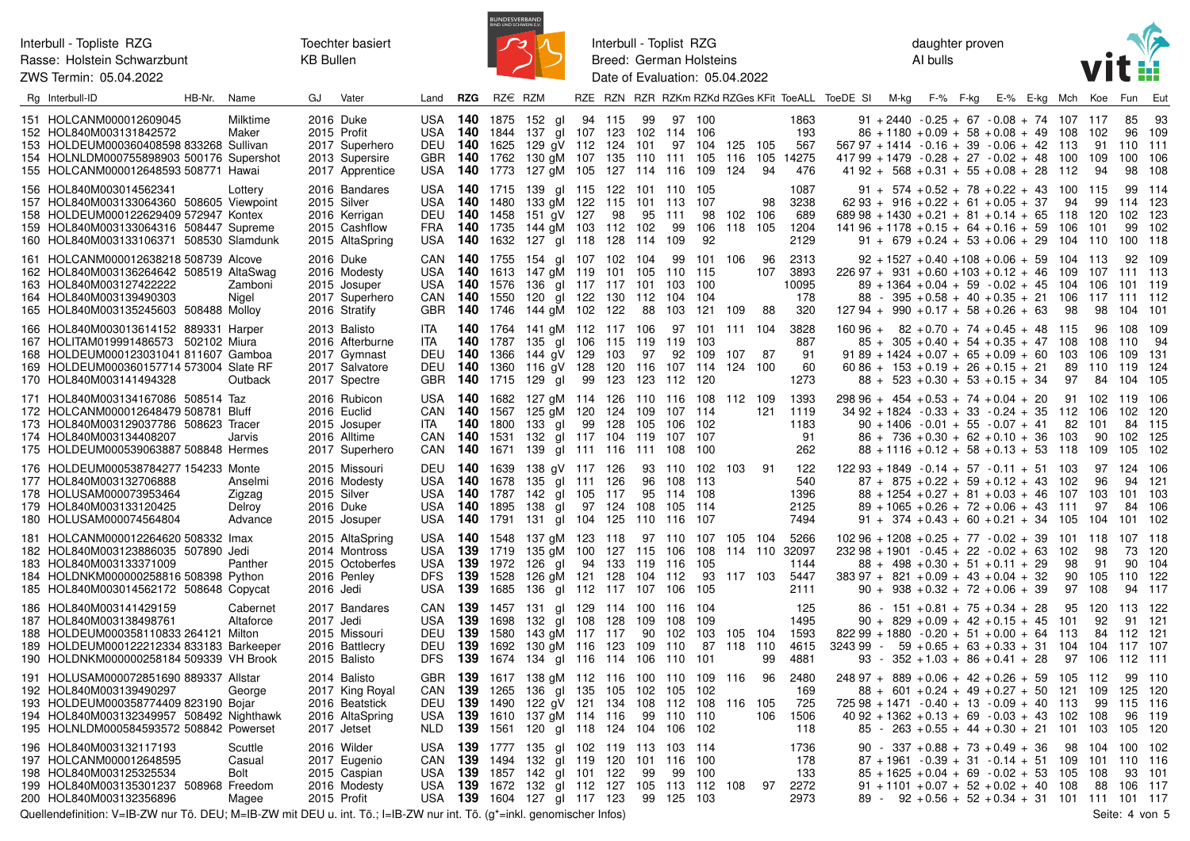Interbull - Topliste RZG
Rasse: Holstein Schwarzbunt
ZWS Termin: 05.04.2022

Toechter basiert
KB Bullen

Interbull - Toplist RZG
Breed: German Holsteins
Date of Evaluation: 05.04.2022

daughter proven
AI bulls

| Rg | Interbull-ID | HB-Nr. | Name | GJ | Vater | Land | RZG | RZ€ | RZM | RZE | RZN | RZR | RZKm | RZKd | RZGes | KFit | ToeALL | ToeDE | SI | M-kg | F-% | F-kg | E-% | E-kg | Mch | Koe | Fun | Eut |
|---|---|---|---|---|---|---|---|---|---|---|---|---|---|---|---|---|---|---|---|---|---|---|---|---|---|---|---|---|
| 151 | HOLCANM000012609045 | | Milktime | 2016 | Duke | USA | **140** | 1875 | 152 gl | 94 | 115 | 99 | 97 | 100 | | | 1863 | | 91 | +2440 | -0.25 | +67 | -0.08 | +74 | 107 | 117 | 85 | 93 |
| 152 | HOL840M003131842572 | | Maker | 2015 | Profit | USA | **140** | 1844 | 137 gl | 107 | 123 | 102 | 114 | 106 | | | 193 | | 86 | +1180 | +0.09 | +58 | +0.08 | +49 | 108 | 102 | 96 | 109 |
| 153 | HOLDEUM000360408598 | 833268 | Sullivan | 2017 | Superhero | DEU | **140** | 1625 | 129 gV | 112 | 124 | 101 | 97 | 104 | 125 | 105 | 567 | 567 | 97 | +1414 | -0.16 | +39 | -0.06 | +42 | 113 | 91 | 110 | 111 |
| 154 | HOLNLDM000755898903 | 500176 | Supershot | 2013 | Supersire | GBR | **140** | 1762 | 130 gM | 107 | 135 | 110 | 111 | 105 | 116 | 105 | 14275 | 417 | 99 | +1479 | -0.28 | +27 | -0.02 | +48 | 100 | 109 | 100 | 106 |
| 155 | HOLCANM000012648593 | 508771 | Hawai | 2017 | Apprentice | USA | **140** | 1773 | 127 gM | 105 | 127 | 114 | 116 | 109 | 124 | 94 | 476 | 41 | 92 | +568 | +0.31 | +55 | +0.08 | +28 | 112 | 94 | 98 | 108 |
| 156 | HOL840M003014562341 | | Lottery | 2016 | Bandares | USA | **140** | 1715 | 139 gl | 115 | 122 | 101 | 110 | 105 | | | 1087 | | 91 | +574 | +0.52 | +78 | +0.22 | +43 | 100 | 115 | 99 | 114 |
| 157 | HOL840M003133064360 | 508605 | Viewpoint | 2015 | Silver | USA | **140** | 1480 | 133 gM | 122 | 115 | 101 | 113 | 107 | | 98 | 3238 | 62 | 93 | +916 | +0.22 | +61 | +0.05 | +37 | 94 | 99 | 114 | 123 |
| 158 | HOLDEUM000122629409 | 572947 | Kontex | 2016 | Kerrigan | DEU | **140** | 1458 | 151 gV | 127 | 98 | 95 | 111 | 98 | 102 | 106 | 689 | 689 | 98 | +1430 | +0.21 | +81 | +0.14 | +65 | 118 | 120 | 102 | 123 |
| 159 | HOL840M003133064316 | 508447 | Supreme | 2015 | Cashflow | FRA | **140** | 1735 | 144 gM | 103 | 112 | 102 | 99 | 106 | 118 | 105 | 1204 | 141 | 96 | +1178 | +0.15 | +64 | +0.16 | +59 | 106 | 101 | 99 | 102 |
| 160 | HOL840M003133106371 | 508530 | Slamdunk | 2015 | AltaSpring | USA | **140** | 1632 | 127 gl | 118 | 128 | 114 | 109 | 92 | | | 2129 | | 91 | +679 | +0.24 | +53 | +0.06 | +29 | 104 | 110 | 100 | 118 |
| 161 | HOLCANM000012638218 | 508739 | Alcove | 2016 | Duke | CAN | **140** | 1755 | 154 gl | 107 | 102 | 104 | 99 | 101 | 106 | 96 | 2313 | | 92 | +1527 | +0.40 | +108 | +0.06 | +59 | 104 | 113 | 92 | 109 |
| 162 | HOL840M003136264642 | 508519 | AltaSwag | 2016 | Modesty | USA | **140** | 1613 | 147 gM | 119 | 101 | 105 | 110 | 115 | | 107 | 3893 | 226 | 97 | +931 | +0.60 | +103 | +0.12 | +46 | 109 | 107 | 111 | 113 |
| 163 | HOL840M003127422222 | | Zamboni | 2015 | Josuper | USA | **140** | 1576 | 136 gl | 117 | 117 | 101 | 103 | 100 | | | 10095 | | 89 | +1364 | +0.04 | +59 | -0.02 | +45 | 104 | 106 | 101 | 119 |
| 164 | HOL840M003139490303 | | Nigel | 2017 | Superhero | CAN | **140** | 1550 | 120 gl | 122 | 130 | 112 | 104 | 104 | | | 178 | | 88 | -395 | +0.58 | +40 | +0.35 | +21 | 106 | 117 | 111 | 112 |
| 165 | HOL840M003135245603 | 508488 | Molloy | 2016 | Stratify | GBR | **140** | 1746 | 144 gM | 102 | 122 | 88 | 103 | 121 | 109 | 88 | 320 | 127 | 94 | +990 | +0.17 | +58 | +0.26 | +63 | 98 | 98 | 104 | 101 |
| 166 | HOL840M003013614152 | 889331 | Harper | 2013 | Balisto | ITA | **140** | 1764 | 141 gM | 112 | 117 | 106 | 97 | 101 | 111 | 104 | 3828 | 160 | 96 | +82 | +0.70 | +74 | +0.45 | +48 | 115 | 96 | 108 | 109 |
| 167 | HOLITAM019991486573 | 502102 | Miura | 2016 | Afterburne | ITA | **140** | 1787 | 135 gl | 106 | 115 | 119 | 119 | 103 | | | 887 | | 85 | +305 | +0.40 | +54 | +0.35 | +47 | 108 | 108 | 110 | 94 |
| 168 | HOLDEUM000123031041 | 811607 | Gamboa | 2017 | Gymnast | DEU | **140** | 1366 | 144 gV | 129 | 103 | 97 | 92 | 109 | 107 | 87 | 91 | 91 | 89 | +1424 | +0.07 | +65 | +0.09 | +60 | 103 | 106 | 109 | 131 |
| 169 | HOLDEUM000360157714 | 573004 | Slate RF | 2017 | Salvatore | DEU | **140** | 1360 | 116 gV | 128 | 120 | 116 | 107 | 114 | 124 | 100 | 60 | 60 | 86 | +153 | +0.19 | +26 | +0.15 | +21 | 89 | 110 | 119 | 124 |
| 170 | HOL840M003141494328 | | Outback | 2017 | Spectre | GBR | **140** | 1715 | 129 gl | 99 | 123 | 123 | 112 | 120 | | | 1273 | | 88 | +523 | +0.30 | +53 | +0.15 | +34 | 97 | 84 | 104 | 105 |
| 171 | HOL840M003134167086 | 508514 | Taz | 2016 | Rubicon | USA | **140** | 1682 | 127 gM | 114 | 126 | 110 | 116 | 108 | 112 | 109 | 1393 | 298 | 96 | +454 | +0.53 | +74 | +0.04 | +20 | 91 | 102 | 119 | 106 |
| 172 | HOLCANM000012648479 | 508781 | Bluff | 2016 | Euclid | CAN | **140** | 1567 | 125 gM | 120 | 124 | 109 | 107 | 114 | | 121 | 1119 | 34 | 92 | +1824 | -0.33 | +33 | -0.24 | +35 | 112 | 106 | 102 | 120 |
| 173 | HOL840M003129037786 | 508623 | Tracer | 2015 | Josuper | ITA | **140** | 1800 | 133 gl | 99 | 128 | 105 | 106 | 102 | | | 1183 | | 90 | +1406 | -0.01 | +55 | -0.07 | +41 | 82 | 101 | 84 | 115 |
| 174 | HOL840M003134408207 | | Jarvis | 2016 | Alltime | CAN | **140** | 1531 | 132 gl | 117 | 104 | 119 | 107 | 107 | | | 91 | | 86 | +736 | +0.30 | +62 | +0.10 | +36 | 103 | 90 | 102 | 125 |
| 175 | HOLDEUM000539063887 | 508848 | Hermes | 2017 | Superhero | CAN | **140** | 1671 | 139 gl | 111 | 116 | 111 | 108 | 100 | | | 262 | | 88 | +1116 | +0.12 | +58 | +0.13 | +53 | 118 | 109 | 105 | 102 |
| 176 | HOLDEUM000538784277 | 154233 | Monte | 2015 | Missouri | DEU | **140** | 1639 | 138 gV | 117 | 126 | 93 | 110 | 102 | 103 | 91 | 122 | 122 | 93 | +1849 | -0.14 | +57 | -0.11 | +51 | 103 | 97 | 124 | 106 |
| 177 | HOL840M003132706888 | | Anselmi | 2016 | Modesty | USA | **140** | 1678 | 135 gl | 111 | 126 | 96 | 108 | 113 | | | 540 | | 87 | +875 | +0.22 | +59 | +0.12 | +43 | 102 | 96 | 94 | 121 |
| 178 | HOLUSAM000073953464 | | Zigzag | 2015 | Silver | USA | **140** | 1787 | 142 gl | 105 | 117 | 95 | 114 | 108 | | | 1396 | | 88 | +1254 | +0.27 | +81 | +0.03 | +46 | 107 | 103 | 101 | 103 |
| 179 | HOL840M003133120425 | | Delroy | 2016 | Duke | USA | **140** | 1895 | 138 gl | 97 | 124 | 108 | 105 | 114 | | | 2125 | | 89 | +1065 | +0.26 | +72 | +0.06 | +43 | 111 | 97 | 84 | 106 |
| 180 | HOLUSAM000074564804 | | Advance | 2015 | Josuper | USA | **140** | 1791 | 131 gl | 104 | 125 | 110 | 116 | 107 | | | 7494 | | 91 | +374 | +0.43 | +60 | +0.21 | +34 | 105 | 104 | 101 | 102 |
| 181 | HOLCANM000012264620 | 508332 | Imax | 2015 | AltaSpring | USA | **140** | 1548 | 137 gM | 123 | 118 | 97 | 110 | 107 | 105 | 104 | 5266 | 102 | 96 | +1208 | +0.25 | +77 | -0.02 | +39 | 101 | 118 | 107 | 118 |
| 182 | HOL840M003123886035 | 507890 | Jedi | 2014 | Montross | USA | **139** | 1719 | 135 gM | 100 | 127 | 115 | 106 | 108 | 114 | 110 | 32097 | 232 | 98 | +1901 | -0.45 | +22 | -0.02 | +63 | 102 | 98 | 73 | 120 |
| 183 | HOL840M003133371009 | | Panther | 2015 | Octoberfes | USA | **139** | 1972 | 126 gl | 94 | 133 | 119 | 116 | 105 | | | 1144 | | 88 | +498 | +0.30 | +51 | +0.11 | +29 | 98 | 91 | 90 | 104 |
| 184 | HOLDNKM000000258816 | 508398 | Python | 2016 | Penley | DFS | **139** | 1528 | 126 gM | 121 | 128 | 104 | 112 | 93 | 117 | 103 | 5447 | 383 | 97 | +821 | +0.09 | +43 | +0.04 | +32 | 90 | 105 | 110 | 122 |
| 185 | HOL840M003014562172 | 508648 | Copycat | 2016 | Jedi | USA | **139** | 1685 | 136 gl | 112 | 117 | 107 | 106 | 105 | | | 2111 | | 90 | +938 | +0.32 | +72 | +0.06 | +39 | 97 | 108 | 94 | 117 |
| 186 | HOL840M003141429159 | | Cabernet | 2017 | Bandares | CAN | **139** | 1457 | 131 gl | 129 | 114 | 100 | 116 | 104 | | | 125 | | 86 | -151 | +0.81 | +75 | +0.34 | +28 | 95 | 120 | 113 | 122 |
| 187 | HOL840M003138498761 | | Altaforce | 2017 | Jedi | USA | **139** | 1698 | 132 gl | 108 | 128 | 109 | 108 | 109 | | | 1495 | | 90 | +829 | +0.09 | +42 | +0.15 | +45 | 101 | 92 | 91 | 121 |
| 188 | HOLDEUM000358110833 | 264121 | Milton | 2015 | Missouri | DEU | **139** | 1580 | 143 gM | 117 | 117 | 90 | 102 | 103 | 105 | 104 | 1593 | 822 | 99 | +1880 | -0.20 | +51 | +0.00 | +64 | 113 | 84 | 112 | 121 |
| 189 | HOLDEUM000122212334 | 833183 | Barkeeper | 2016 | Battlecry | DEU | **139** | 1692 | 130 gM | 116 | 123 | 109 | 110 | 87 | 118 | 110 | 4615 | 3243 | 99 | -59 | +0.65 | +63 | +0.33 | +31 | 104 | 104 | 117 | 107 |
| 190 | HOLDNKM000000258184 | 509339 | VH Brook | 2015 | Balisto | DFS | **139** | 1674 | 134 gl | 116 | 114 | 106 | 110 | 101 | | 99 | 4881 | | 93 | -352 | +1.03 | +86 | +0.41 | +28 | 97 | 106 | 112 | 111 |
| 191 | HOLUSAM000072851690 | 889337 | Allstar | 2014 | Balisto | GBR | **139** | 1617 | 138 gM | 112 | 116 | 100 | 110 | 109 | 116 | 96 | 2480 | 248 | 97 | +889 | +0.06 | +42 | +0.26 | +59 | 105 | 112 | 99 | 110 |
| 192 | HOL840M003139490297 | | George | 2017 | King Royal | CAN | **139** | 1265 | 136 gl | 135 | 105 | 102 | 105 | 102 | | | 169 | | 88 | +601 | +0.24 | +49 | +0.27 | +50 | 121 | 109 | 125 | 120 |
| 193 | HOLDEUM000358774409 | 823190 | Bojar | 2016 | Beatstick | DEU | **139** | 1490 | 122 gV | 121 | 134 | 108 | 112 | 108 | 116 | 105 | 725 | 725 | 98 | +1471 | -0.40 | +13 | -0.09 | +40 | 113 | 99 | 115 | 116 |
| 194 | HOL840M003132349957 | 508492 | Nighthawk | 2016 | AltaSpring | USA | **139** | 1610 | 137 gM | 114 | 116 | 99 | 110 | 110 | | 106 | 1506 | 40 | 92 | +1362 | +0.13 | +69 | -0.03 | +43 | 102 | 108 | 96 | 119 |
| 195 | HOLNLDM000584593572 | 508842 | Powerset | 2017 | Jetset | NLD | **139** | 1561 | 120 gl | 118 | 124 | 104 | 106 | 102 | | | 118 | | 85 | -263 | +0.55 | +44 | +0.30 | +21 | 101 | 103 | 105 | 120 |
| 196 | HOL840M003132117193 | | Scuttle | 2016 | Wilder | USA | **139** | 1777 | 135 gl | 102 | 119 | 113 | 103 | 114 | | | 1736 | | 90 | -337 | +0.88 | +73 | +0.49 | +36 | 98 | 104 | 100 | 102 |
| 197 | HOLCANM000012648595 | | Casual | 2017 | Eugenio | CAN | **139** | 1494 | 132 gl | 119 | 120 | 101 | 116 | 100 | | | 178 | | 87 | +1961 | -0.39 | +31 | -0.14 | +51 | 109 | 101 | 110 | 116 |
| 198 | HOL840M003125325534 | | Bolt | 2015 | Caspian | USA | **139** | 1857 | 142 gl | 101 | 122 | 99 | 99 | 100 | | | 133 | | 85 | +1625 | +0.04 | +69 | -0.02 | +53 | 105 | 108 | 93 | 101 |
| 199 | HOL840M003135301237 | 508968 | Freedom | 2016 | Modesty | USA | **139** | 1672 | 132 gl | 112 | 127 | 105 | 113 | 112 | 108 | 97 | 2272 | | 91 | +1101 | +0.07 | +52 | +0.02 | +40 | 108 | 88 | 106 | 117 |
| 200 | HOL840M003132356896 | | Magee | 2015 | Profit | USA | **139** | 1604 | 127 gl | 117 | 123 | 99 | 125 | 103 | | | 2973 | | 89 | -92 | +0.56 | +52 | +0.34 | +31 | 101 | 111 | 101 | 117 |

Quellendefinition: V=IB-ZW nur Tö. DEU; M=IB-ZW mit DEU u. int. Tö.; I=IB-ZW nur int. Tö. (g*=inkl. genomischer Infos)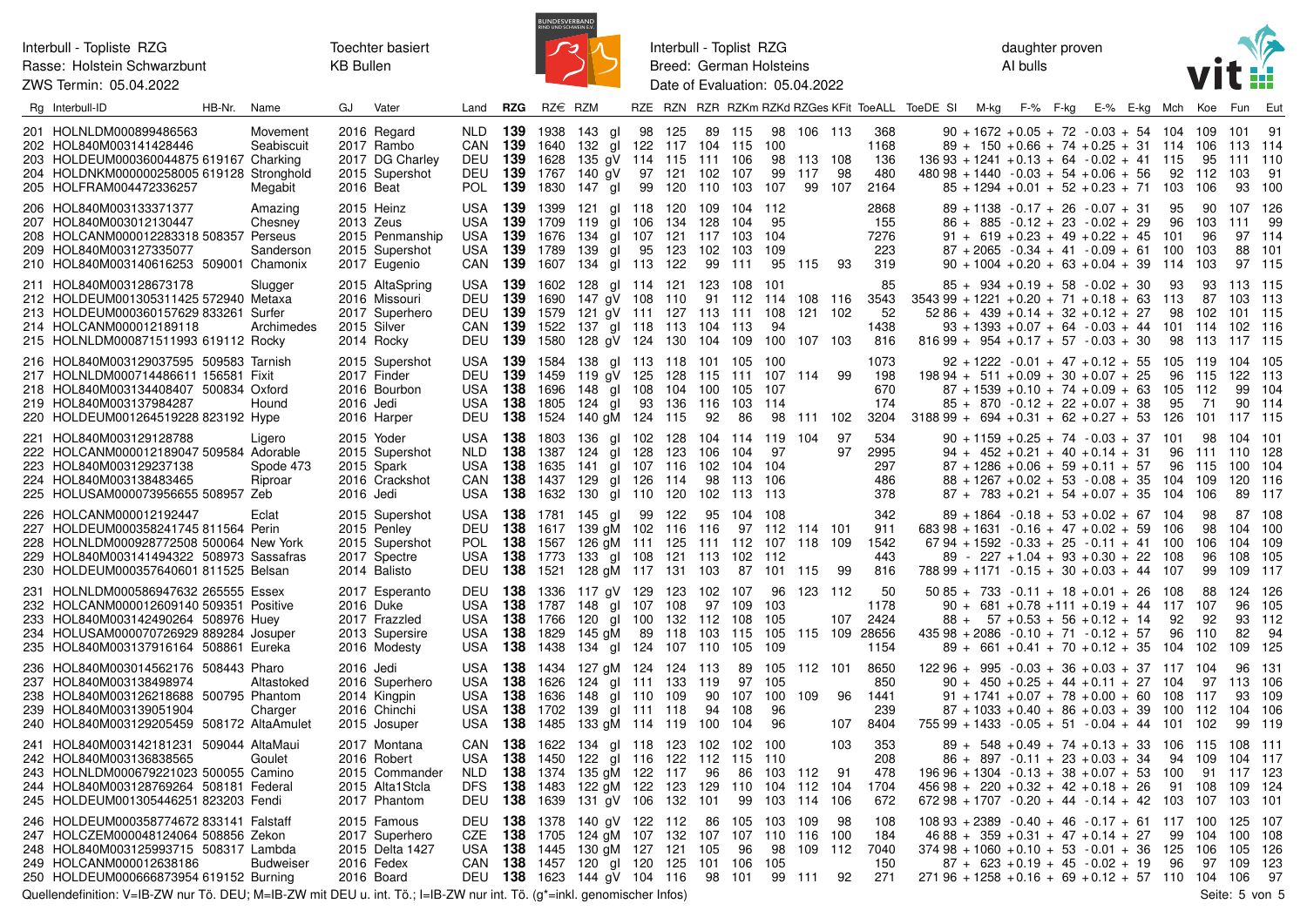Interbull - Topliste RZG
Rasse: Holstein Schwarzbunt
ZWS Termin: 05.04.2022

Toechter basiert
KB Bullen

Interbull - Toplist RZG
Breed: German Holsteins
Date of Evaluation: 05.04.2022

daughter proven
AI bulls

| Rg | Interbull-ID | HB-Nr. | Name | GJ | Vater | Land | RZG | RZ€ | RZM | RZE | RZN | RZR | RZKm | RZKd | RZGes | KFit | ToeALL | ToeDE | SI | M-kg | F-% | F-kg | E-% | E-kg | Mch | Koe | Fun | Eut |
|---|---|---|---|---|---|---|---|---|---|---|---|---|---|---|---|---|---|---|---|---|---|---|---|---|---|---|---|---|
| 201 | HOLNLDM000899486563 | | Movement | 2016 | Regard | NLD | 139 | 1938 | 143 gl | 98 | 125 | 89 | 115 | 98 | 106 | 113 | 368 | | 90 | +1672 | +0.05 | +72 | -0.03 | +54 | 104 | 109 | 101 | 91 |
| 202 | HOL840M003141428446 | | Seabiscuit | 2017 | Rambo | CAN | 139 | 1640 | 132 gl | 122 | 117 | 104 | 115 | 100 | | | 1168 | | 89 | +150 | +0.66 | +74 | +0.25 | +31 | 114 | 106 | 113 | 114 |
| 203 | HOLDEUM000360044875 | 619167 | Charking | 2017 | DG Charley | DEU | 139 | 1628 | 135 gV | 114 | 115 | 111 | 106 | 98 | 113 | 108 | 136 | 136 | 93 | +1241 | +0.13 | +64 | -0.02 | +41 | 115 | 95 | 111 | 110 |
| 204 | HOLDNKM000000258005 | 619128 | Stronghold | 2015 | Supershot | DEU | 139 | 1767 | 140 gV | 97 | 121 | 102 | 107 | 99 | 117 | 98 | 480 | 480 | 98 | +1440 | -0.03 | +54 | +0.06 | +56 | 92 | 112 | 103 | 91 |
| 205 | HOLFRAM004472336257 | | Megabit | 2016 | Beat | POL | 139 | 1830 | 147 gl | 99 | 120 | 110 | 103 | 107 | 99 | 107 | 2164 | | 85 | +1294 | +0.01 | +52 | +0.23 | +71 | 103 | 106 | 93 | 100 |
| 206 | HOL840M003133371377 | | Amazing | 2015 | Heinz | USA | 139 | 1399 | 121 gl | 118 | 120 | 109 | 104 | 112 | | | 2868 | | 89 | +1138 | -0.17 | +26 | -0.07 | +31 | 95 | 90 | 107 | 126 |
| 207 | HOL840M003012130447 | | Chesney | 2013 | Zeus | USA | 139 | 1709 | 119 gl | 106 | 134 | 128 | 104 | 95 | | | 155 | | 86 | +885 | -0.12 | +23 | -0.02 | +29 | 96 | 103 | 111 | 99 |
| 208 | HOLCANM000012283318 | 508357 | Perseus | 2015 | Penmanship | USA | 139 | 1676 | 134 gl | 107 | 121 | 117 | 103 | 104 | | | 7276 | | 91 | +619 | +0.23 | +49 | +0.22 | +45 | 101 | 96 | 97 | 114 |
| 209 | HOL840M003127335077 | | Sanderson | 2015 | Supershot | USA | 139 | 1789 | 139 gl | 95 | 123 | 102 | 103 | 109 | | | 223 | | 87 | +2065 | -0.34 | +41 | -0.09 | +61 | 100 | 103 | 88 | 101 |
| 210 | HOL840M003140616253 | 509001 | Chamonix | 2017 | Eugenio | CAN | 139 | 1607 | 134 gl | 113 | 122 | 99 | 111 | 95 | 115 | 93 | 319 | | 90 | +1004 | +0.20 | +63 | +0.04 | +39 | 114 | 103 | 97 | 115 |
| 211 | HOL840M003128673178 | | Slugger | 2015 | AltaSpring | USA | 139 | 1602 | 128 gl | 114 | 121 | 123 | 108 | 101 | | | 85 | | 85 | +934 | +0.19 | +58 | -0.02 | +30 | 93 | 93 | 113 | 115 |
| 212 | HOLDEUM001305311425 | 572940 | Metaxa | 2016 | Missouri | DEU | 139 | 1690 | 147 gV | 108 | 110 | 91 | 112 | 114 | 108 | 116 | 3543 | 3543 | 99 | +1221 | +0.20 | +71 | +0.18 | +63 | 113 | 87 | 103 | 113 |
| 213 | HOLDEUM000360157629 | 833261 | Surfer | 2017 | Superhero | DEU | 139 | 1579 | 121 gV | 111 | 127 | 113 | 111 | 108 | 121 | 102 | 52 | 52 | 86 | +439 | +0.14 | +32 | +0.12 | +27 | 98 | 102 | 101 | 115 |
| 214 | HOLCANM000012189118 | | Archimedes | 2015 | Silver | CAN | 139 | 1522 | 137 gl | 118 | 113 | 104 | 113 | 94 | | | 1438 | | 93 | +1393 | +0.07 | +64 | -0.03 | +44 | 101 | 114 | 102 | 116 |
| 215 | HOLNLDM000871511993 | 619112 | Rocky | 2014 | Rocky | DEU | 139 | 1580 | 128 gV | 124 | 130 | 104 | 109 | 100 | 107 | 103 | 816 | 816 | 99 | +954 | +0.17 | +57 | -0.03 | +30 | 98 | 113 | 117 | 115 |
| 216 | HOL840M003129037595 | 509583 | Tarnish | 2015 | Supershot | USA | 139 | 1584 | 138 gl | 113 | 118 | 101 | 105 | 100 | | | 1073 | | 92 | +1222 | -0.01 | +47 | +0.12 | +55 | 105 | 119 | 104 | 105 |
| 217 | HOLNLDM000714486611 | 156581 | Fixit | 2017 | Finder | DEU | 139 | 1459 | 119 gV | 125 | 128 | 115 | 111 | 107 | 114 | 99 | 198 | 198 | 94 | +511 | +0.09 | +30 | +0.07 | +25 | 96 | 115 | 122 | 113 |
| 218 | HOL840M003134408407 | 500834 | Oxford | 2016 | Bourbon | USA | 138 | 1696 | 148 gl | 108 | 104 | 100 | 105 | 107 | | | 670 | | 87 | +1539 | +0.10 | +74 | +0.09 | +63 | 105 | 112 | 99 | 104 |
| 219 | HOL840M003137984287 | | Hound | 2016 | Jedi | USA | 138 | 1805 | 124 gl | 93 | 136 | 116 | 103 | 114 | | | 174 | | 85 | +870 | -0.12 | +22 | +0.07 | +38 | 95 | 71 | 90 | 114 |
| 220 | HOLDEUM001264519228 | 823192 | Hype | 2016 | Harper | DEU | 138 | 1524 | 140 gM | 124 | 115 | 92 | 86 | 98 | 111 | 102 | 3204 | 3188 | 99 | +694 | +0.31 | +62 | +0.27 | +53 | 126 | 101 | 117 | 115 |
| 221 | HOL840M003129128788 | | Ligero | 2015 | Yoder | USA | 138 | 1803 | 136 gl | 102 | 128 | 104 | 114 | 119 | 104 | 97 | 534 | | 90 | +1159 | +0.25 | +74 | -0.03 | +37 | 101 | 98 | 104 | 101 |
| 222 | HOLCANM000012189047 | 509584 | Adorable | 2015 | Supershot | NLD | 138 | 1387 | 124 gl | 128 | 123 | 106 | 104 | 97 | | 97 | 2995 | | 94 | +452 | +0.21 | +40 | +0.14 | +31 | 96 | 111 | 110 | 128 |
| 223 | HOL840M003129237138 | | Spode 473 | 2015 | Spark | USA | 138 | 1635 | 141 gl | 107 | 116 | 102 | 104 | 104 | | | 297 | | 87 | +1286 | +0.06 | +59 | +0.11 | +57 | 96 | 115 | 100 | 104 |
| 224 | HOL840M003138483465 | | Riproar | 2016 | Crackshot | CAN | 138 | 1437 | 129 gl | 126 | 114 | 98 | 113 | 106 | | | 486 | | 88 | +1267 | +0.02 | +53 | -0.08 | +35 | 104 | 109 | 120 | 116 |
| 225 | HOLUSAM000073956655 | 508957 | Zeb | 2016 | Jedi | USA | 138 | 1632 | 130 gl | 110 | 120 | 102 | 113 | 113 | | | 378 | | 87 | +783 | +0.21 | +54 | +0.07 | +35 | 104 | 106 | 89 | 117 |
| 226 | HOLCANM000012192447 | | Eclat | 2015 | Supershot | USA | 138 | 1781 | 145 gl | 99 | 122 | 95 | 104 | 108 | | | 342 | | 89 | +1864 | -0.18 | +53 | +0.02 | +67 | 104 | 98 | 87 | 108 |
| 227 | HOLDEUM000358241745 | 811564 | Perin | 2015 | Penley | DEU | 138 | 1617 | 139 gM | 102 | 116 | 116 | 97 | 112 | 114 | 101 | 911 | 683 | 98 | +1631 | -0.16 | +47 | +0.02 | +59 | 106 | 98 | 104 | 100 |
| 228 | HOLNLDM000928772508 | 500064 | New York | 2015 | Supershot | POL | 138 | 1567 | 126 gM | 111 | 125 | 111 | 112 | 107 | 118 | 109 | 1542 | 67 | 94 | +1592 | -0.33 | +25 | -0.11 | +41 | 100 | 106 | 104 | 109 |
| 229 | HOL840M003141494322 | 508973 | Sassafras | 2017 | Spectre | USA | 138 | 1773 | 133 gl | 108 | 121 | 113 | 102 | 112 | | | 443 | | 89 | -227 | +1.04 | +93 | +0.30 | +22 | 108 | 96 | 108 | 105 |
| 230 | HOLDEUM000357640601 | 811525 | Belsan | 2014 | Balisto | DEU | 138 | 1521 | 128 gM | 117 | 131 | 103 | 87 | 101 | 115 | 99 | 816 | 788 | 99 | +1171 | -0.15 | +30 | +0.03 | +44 | 107 | 99 | 109 | 117 |
| 231 | HOLNLDM000586947632 | 265555 | Essex | 2017 | Esperanto | DEU | 138 | 1336 | 117 gV | 129 | 123 | 102 | 107 | 96 | 123 | 112 | 50 | 50 | 85 | +733 | -0.11 | +18 | +0.01 | +26 | 108 | 88 | 124 | 126 |
| 232 | HOLCANM000012609140 | 509351 | Positive | 2016 | Duke | USA | 138 | 1787 | 148 gl | 107 | 108 | 97 | 109 | 103 | | | 1178 | | 90 | +681 | +0.78 | +111 | +0.19 | +44 | 117 | 107 | 96 | 105 |
| 233 | HOL840M003142490264 | 508976 | Huey | 2017 | Frazzled | USA | 138 | 1766 | 120 gl | 100 | 132 | 112 | 108 | 105 | | 107 | 2424 | | 88 | +57 | +0.53 | +56 | +0.12 | +14 | 92 | 92 | 93 | 112 |
| 234 | HOLUSAM000070726929 | 889284 | Josuper | 2013 | Supersire | USA | 138 | 1829 | 145 gM | 89 | 118 | 103 | 115 | 105 | 115 | 109 | 28656 | 435 | 98 | +2086 | -0.10 | +71 | -0.12 | +57 | 96 | 110 | 82 | 94 |
| 235 | HOL840M003137916164 | 508861 | Eureka | 2016 | Modesty | USA | 138 | 1438 | 134 gl | 124 | 107 | 110 | 105 | 109 | | | 1154 | | 89 | +661 | +0.41 | +70 | +0.12 | +35 | 104 | 102 | 109 | 125 |
| 236 | HOL840M003014562176 | 508443 | Pharo | 2016 | Jedi | USA | 138 | 1434 | 127 gM | 124 | 124 | 113 | 89 | 105 | 112 | 101 | 8650 | 122 | 96 | +995 | -0.03 | +36 | +0.03 | +37 | 117 | 104 | 96 | 131 |
| 237 | HOL840M003138498974 | | Altastoked | 2016 | Superhero | USA | 138 | 1626 | 124 gl | 111 | 133 | 119 | 97 | 105 | | | 850 | | 90 | +450 | +0.25 | +44 | +0.11 | +27 | 104 | 97 | 113 | 106 |
| 238 | HOL840M003126218688 | 500795 | Phantom | 2014 | Kingpin | USA | 138 | 1636 | 148 gl | 110 | 109 | 90 | 107 | 100 | 109 | 96 | 1441 | | 91 | +1741 | +0.07 | +78 | +0.00 | +60 | 108 | 117 | 93 | 109 |
| 239 | HOL840M003139051904 | | Charger | 2016 | Chinchi | USA | 138 | 1702 | 139 gl | 111 | 118 | 94 | 108 | 96 | | | 239 | | 87 | +1033 | +0.40 | +86 | +0.03 | +39 | 100 | 112 | 104 | 106 |
| 240 | HOL840M003129205459 | 508172 | AltaAmulet | 2015 | Josuper | USA | 138 | 1485 | 133 gM | 114 | 119 | 100 | 104 | 96 | | 107 | 8404 | 755 | 99 | +1433 | -0.05 | +51 | -0.04 | +44 | 101 | 102 | 99 | 119 |
| 241 | HOL840M003142181231 | 509044 | AltaMaui | 2017 | Montana | CAN | 138 | 1622 | 134 gl | 118 | 123 | 102 | 102 | 100 | | 103 | 353 | | 89 | +548 | +0.49 | +74 | +0.13 | +33 | 106 | 115 | 108 | 111 |
| 242 | HOL840M003136838565 | | Goulet | 2016 | Robert | USA | 138 | 1450 | 122 gl | 116 | 122 | 112 | 115 | 110 | | | 208 | | 86 | +897 | -0.11 | +23 | +0.03 | +34 | 94 | 109 | 104 | 117 |
| 243 | HOLNLDM000679221023 | 500055 | Camino | 2015 | Commander | NLD | 138 | 1374 | 135 gM | 122 | 117 | 96 | 86 | 103 | 112 | 91 | 478 | 196 | 96 | +1304 | -0.13 | +38 | +0.07 | +53 | 100 | 91 | 117 | 123 |
| 244 | HOL840M003128769264 | 508181 | Federal | 2015 | Alta1Stcla | DFS | 138 | 1483 | 122 gM | 122 | 123 | 129 | 110 | 104 | 112 | 104 | 1704 | 456 | 98 | +220 | +0.32 | +42 | +0.18 | +26 | 91 | 108 | 109 | 124 |
| 245 | HOLDEUM001305446251 | 823203 | Fendi | 2017 | Phantom | DEU | 138 | 1639 | 131 gV | 106 | 132 | 101 | 99 | 103 | 114 | 106 | 672 | 672 | 98 | +1707 | -0.20 | +44 | -0.14 | +42 | 103 | 107 | 103 | 101 |
| 246 | HOLDEUM000358774672 | 833141 | Falstaff | 2015 | Famous | DEU | 138 | 1378 | 140 gV | 122 | 112 | 86 | 105 | 103 | 109 | 98 | 108 | 108 | 93 | +2389 | -0.40 | +46 | -0.17 | +61 | 117 | 100 | 125 | 107 |
| 247 | HOLCZEM000048124064 | 508856 | Zekon | 2017 | Superhero | CZE | 138 | 1705 | 124 gM | 107 | 132 | 107 | 107 | 110 | 116 | 100 | 184 | 46 | 88 | +359 | +0.31 | +47 | +0.14 | +27 | 99 | 104 | 100 | 108 |
| 248 | HOL840M003125993715 | 508317 | Lambda | 2015 | Delta 1427 | USA | 138 | 1445 | 130 gM | 127 | 121 | 105 | 96 | 98 | 109 | 112 | 7040 | 374 | 98 | +1060 | +0.10 | +53 | -0.01 | +36 | 125 | 106 | 105 | 126 |
| 249 | HOLCANM000012638186 | | Budweiser | 2016 | Fedex | CAN | 138 | 1457 | 120 gl | 120 | 125 | 101 | 106 | 105 | | | 150 | | 87 | +623 | +0.19 | +45 | -0.02 | +19 | 96 | 97 | 109 | 123 |
| 250 | HOLDEUM000666873954 | 619152 | Burning | 2016 | Board | DEU | 138 | 1623 | 144 gV | 104 | 116 | 98 | 101 | 99 | 111 | 92 | 271 | 271 | 96 | +1258 | +0.16 | +69 | +0.12 | +57 | 110 | 104 | 106 | 97 |

Quellendefinition: V=IB-ZW nur Tö. DEU; M=IB-ZW mit DEU u. int. Tö.; I=IB-ZW nur int. Tö. (g*=inkl. genomischer Infos)